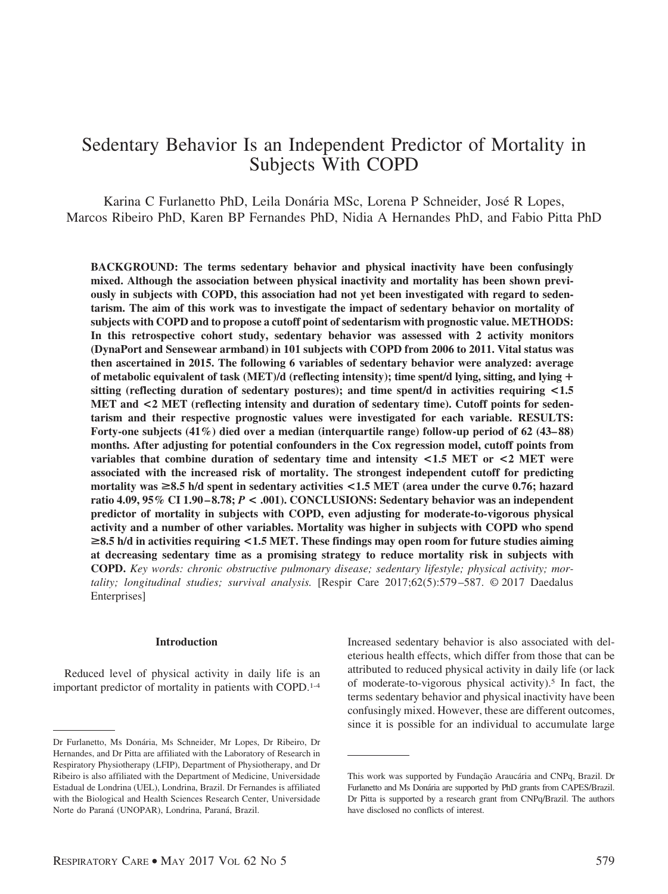# Sedentary Behavior Is an Independent Predictor of Mortality in Subjects With COPD

Karina C Furlanetto PhD, Leila Donária MSc, Lorena P Schneider, José R Lopes, Marcos Ribeiro PhD, Karen BP Fernandes PhD, Nidia A Hernandes PhD, and Fabio Pitta PhD

**BACKGROUND: The terms sedentary behavior and physical inactivity have been confusingly mixed. Although the association between physical inactivity and mortality has been shown previously in subjects with COPD, this association had not yet been investigated with regard to sedentarism. The aim of this work was to investigate the impact of sedentary behavior on mortality of subjects with COPD and to propose a cutoff point of sedentarism with prognostic value. METHODS: In this retrospective cohort study, sedentary behavior was assessed with 2 activity monitors (DynaPort and Sensewear armband) in 101 subjects with COPD from 2006 to 2011. Vital status was then ascertained in 2015. The following 6 variables of sedentary behavior were analyzed: average of metabolic equivalent of task (MET)/d (reflecting intensity); time spent/d lying, sitting, and lying + sitting (reflecting duration of sedentary postures); and time spent/d in activities requiring <1.5 MET and <2 MET (reflecting intensity and duration of sedentary time). Cutoff points for sedentarism and their respective prognostic values were investigated for each variable. RESULTS: Forty-one subjects (41%) died over a median (interquartile range) follow-up period of 62 (43–88) months. After adjusting for potential confounders in the Cox regression model, cutoff points from variables that combine duration of sedentary time and intensity <1.5 MET or <2 MET were associated with the increased risk of mortality. The strongest independent cutoff for predicting mortality was ≥8.5 h/d spent in sedentary activities <1.5 MET (area under the curve 0.76; hazard ratio 4.09, 95% CI 1.90–8.78; *P* < .001). CONCLUSIONS: Sedentary behavior was an independent predictor of mortality in subjects with COPD, even adjusting for moderate-to-vigorous physical activity and a number of other variables. Mortality was higher in subjects with COPD who spend ≥8.5 h/d in activities requiring <1.5 MET. These findings may open room for future studies aiming at decreasing sedentary time as a promising strategy to reduce mortality risk in subjects with COPD.** *Key words: chronic obstructive pulmonary disease; sedentary lifestyle; physical activity; mortality; longitudinal studies; survival analysis.* [Respir Care 2017;62(5):579–587. © 2017 Daedalus Enterprises]

## Introduction

Reduced level of physical activity in daily life is an important predictor of mortality in patients with COPD.[1-4] Increased sedentary behavior is also associated with deleterious health effects, which differ from those that can be attributed to reduced physical activity in daily life (or lack of moderate-to-vigorous physical activity).[5] In fact, the terms sedentary behavior and physical inactivity have been confusingly mixed. However, these are different outcomes, since it is possible for an individual to accumulate large

---

Dr Furlanetto, Ms Donária, Ms Schneider, Mr Lopes, Dr Ribeiro, Dr Hernandes, and Dr Pitta are affiliated with the Laboratory of Research in Respiratory Physiotherapy (LFIP), Department of Physiotherapy, and Dr Ribeiro is also affiliated with the Department of Medicine, Universidade Estadual de Londrina (UEL), Londrina, Brazil. Dr Fernandes is affiliated with the Biological and Health Sciences Research Center, Universidade Norte do Paraná (UNOPAR), Londrina, Paraná, Brazil.

This work was supported by Fundação Araucária and CNPq, Brazil. Dr Furlanetto and Ms Donária are supported by PhD grants from CAPES/Brazil. Dr Pitta is supported by a research grant from CNPq/Brazil. The authors have disclosed no conflicts of interest.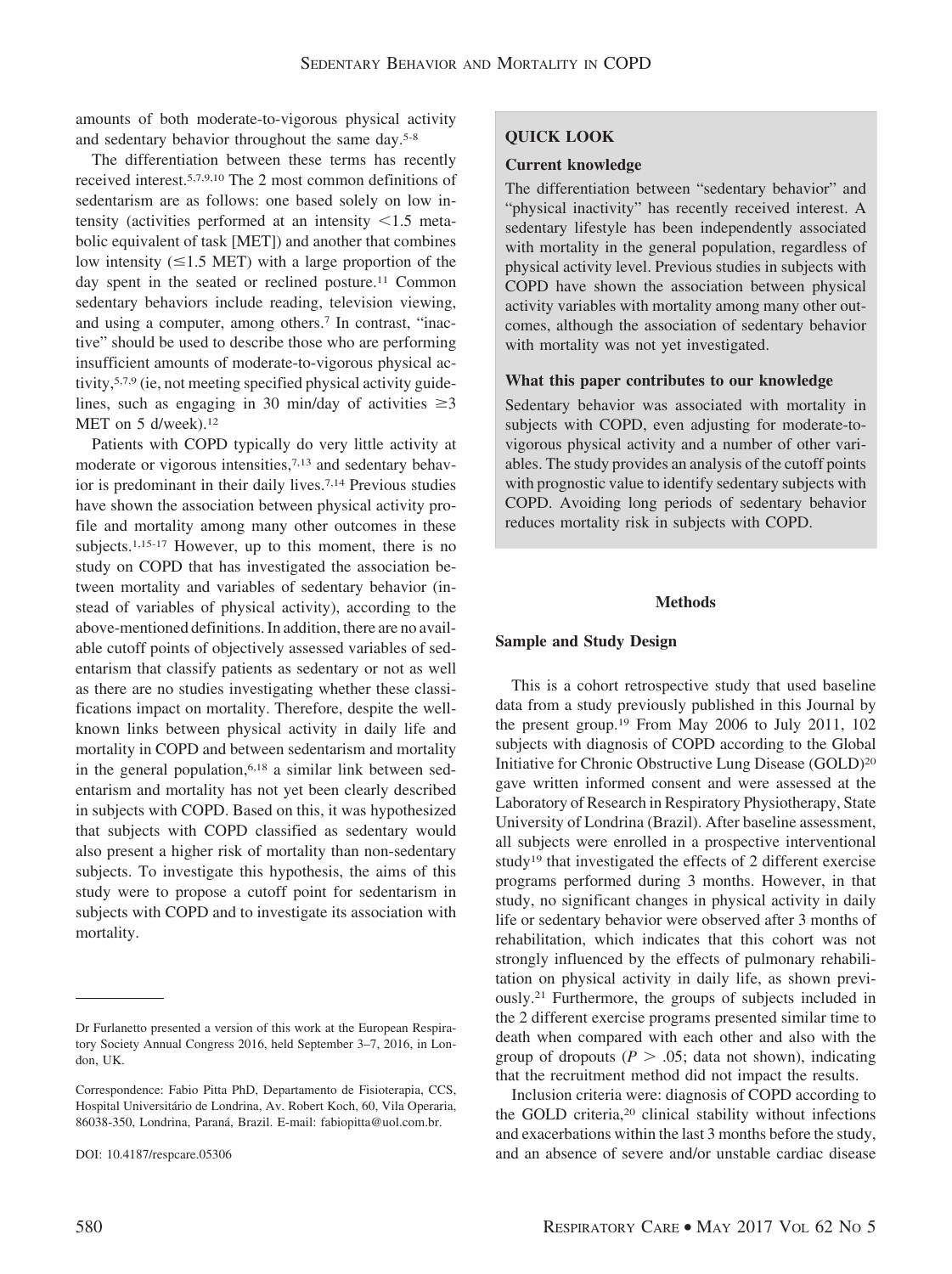amounts of both moderate-to-vigorous physical activity and sedentary behavior throughout the same day.[5-8]

The differentiation between these terms has recently received interest.[5,7,9,10] The 2 most common definitions of sedentarism are as follows: one based solely on low intensity (activities performed at an intensity $<1.5$ metabolic equivalent of task [MET]) and another that combines low intensity ($\leq 1.5$ MET) with a large proportion of the day spent in the seated or reclined posture.[11] Common sedentary behaviors include reading, television viewing, and using a computer, among others.[7] In contrast, "inactive" should be used to describe those who are performing insufficient amounts of moderate-to-vigorous physical activity,[5,7,9] (ie, not meeting specified physical activity guidelines, such as engaging in 30 min/day of activities $\geq 3$ MET on 5 d/week).[12]

Patients with COPD typically do very little activity at moderate or vigorous intensities,[7,13] and sedentary behavior is predominant in their daily lives.[7,14] Previous studies have shown the association between physical activity profile and mortality among many other outcomes in these subjects.[1,15-17] However, up to this moment, there is no study on COPD that has investigated the association between mortality and variables of sedentary behavior (instead of variables of physical activity), according to the above-mentioned definitions. In addition, there are no available cutoff points of objectively assessed variables of sedentarism that classify patients as sedentary or not as well as there are no studies investigating whether these classifications impact on mortality. Therefore, despite the well-known links between physical activity in daily life and mortality in COPD and between sedentarism and mortality in the general population,[6,18] a similar link between sedentarism and mortality has not yet been clearly described in subjects with COPD. Based on this, it was hypothesized that subjects with COPD classified as sedentary would also present a higher risk of mortality than non-sedentary subjects. To investigate this hypothesis, the aims of this study were to propose a cutoff point for sedentarism in subjects with COPD and to investigate its association with mortality.

---

Dr Furlanetto presented a version of this work at the European Respiratory Society Annual Congress 2016, held September 3–7, 2016, in London, UK.

Correspondence: Fabio Pitta PhD, Departamento de Fisioterapia, CCS, Hospital Universitário de Londrina, Av. Robert Koch, 60, Vila Operaria, 86038-350, Londrina, Paraná, Brazil. E-mail: fabiopitta@uol.com.br.

DOI: 10.4187/respcare.05306

**QUICK LOOK**

**Current knowledge**

The differentiation between "sedentary behavior" and "physical inactivity" has recently received interest. A sedentary lifestyle has been independently associated with mortality in the general population, regardless of physical activity level. Previous studies in subjects with COPD have shown the association between physical activity variables with mortality among many other outcomes, although the association of sedentary behavior with mortality was not yet investigated.

**What this paper contributes to our knowledge**

Sedentary behavior was associated with mortality in subjects with COPD, even adjusting for moderate-to-vigorous physical activity and a number of other variables. The study provides an analysis of the cutoff points with prognostic value to identify sedentary subjects with COPD. Avoiding long periods of sedentary behavior reduces mortality risk in subjects with COPD.

## Methods

### Sample and Study Design

This is a cohort retrospective study that used baseline data from a study previously published in this Journal by the present group.[19] From May 2006 to July 2011, 102 subjects with diagnosis of COPD according to the Global Initiative for Chronic Obstructive Lung Disease (GOLD)[20] gave written informed consent and were assessed at the Laboratory of Research in Respiratory Physiotherapy, State University of Londrina (Brazil). After baseline assessment, all subjects were enrolled in a prospective interventional study[19] that investigated the effects of 2 different exercise programs performed during 3 months. However, in that study, no significant changes in physical activity in daily life or sedentary behavior were observed after 3 months of rehabilitation, which indicates that this cohort was not strongly influenced by the effects of pulmonary rehabilitation on physical activity in daily life, as shown previously.[21] Furthermore, the groups of subjects included in the 2 different exercise programs presented similar time to death when compared with each other and also with the group of dropouts ($P > .05$; data not shown), indicating that the recruitment method did not impact the results.

Inclusion criteria were: diagnosis of COPD according to the GOLD criteria,[20] clinical stability without infections and exacerbations within the last 3 months before the study, and an absence of severe and/or unstable cardiac disease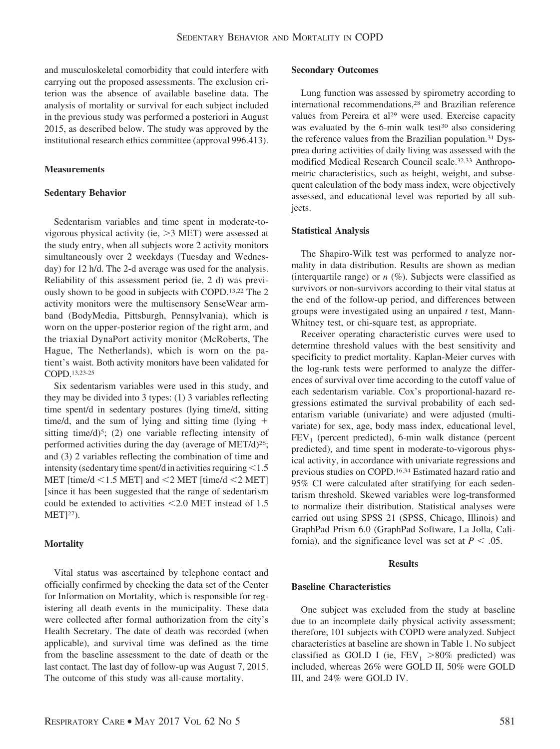and musculoskeletal comorbidity that could interfere with carrying out the proposed assessments. The exclusion criterion was the absence of available baseline data. The analysis of mortality or survival for each subject included in the previous study was performed a posteriori in August 2015, as described below. The study was approved by the institutional research ethics committee (approval 996.413).

### Measurements

### Sedentary Behavior

Sedentarism variables and time spent in moderate-to-vigorous physical activity (ie, >3 MET) were assessed at the study entry, when all subjects wore 2 activity monitors simultaneously over 2 weekdays (Tuesday and Wednesday) for 12 h/d. The 2-d average was used for the analysis. Reliability of this assessment period (ie, 2 d) was previously shown to be good in subjects with COPD.[13,22] The 2 activity monitors were the multisensory SenseWear armband (BodyMedia, Pittsburgh, Pennsylvania), which is worn on the upper-posterior region of the right arm, and the triaxial DynaPort activity monitor (McRoberts, The Hague, The Netherlands), which is worn on the patient's waist. Both activity monitors have been validated for COPD.[13,23-25]

Six sedentarism variables were used in this study, and they may be divided into 3 types: (1) 3 variables reflecting time spent/d in sedentary postures (lying time/d, sitting time/d, and the sum of lying and sitting time (lying + sitting time/d)[5]; (2) one variable reflecting intensity of performed activities during the day (average of MET/d)[26]; and (3) 2 variables reflecting the combination of time and intensity (sedentary time spent/d in activities requiring <1.5 MET [time/d <1.5 MET] and <2 MET [time/d <2 MET] [since it has been suggested that the range of sedentarism could be extended to activities <2.0 MET instead of 1.5 MET][27]).

### Mortality

Vital status was ascertained by telephone contact and officially confirmed by checking the data set of the Center for Information on Mortality, which is responsible for registering all death events in the municipality. These data were collected after formal authorization from the city's Health Secretary. The date of death was recorded (when applicable), and survival time was defined as the time from the baseline assessment to the date of death or the last contact. The last day of follow-up was August 7, 2015. The outcome of this study was all-cause mortality.

### Secondary Outcomes

Lung function was assessed by spirometry according to international recommendations,[28] and Brazilian reference values from Pereira et al[29] were used. Exercise capacity was evaluated by the 6-min walk test[30] also considering the reference values from the Brazilian population.[31] Dyspnea during activities of daily living was assessed with the modified Medical Research Council scale.[32,33] Anthropometric characteristics, such as height, weight, and subsequent calculation of the body mass index, were objectively assessed, and educational level was reported by all subjects.

### Statistical Analysis

The Shapiro-Wilk test was performed to analyze normality in data distribution. Results are shown as median (interquartile range) or *n* (%). Subjects were classified as survivors or non-survivors according to their vital status at the end of the follow-up period, and differences between groups were investigated using an unpaired *t* test, Mann-Whitney test, or chi-square test, as appropriate.

Receiver operating characteristic curves were used to determine threshold values with the best sensitivity and specificity to predict mortality. Kaplan-Meier curves with the log-rank tests were performed to analyze the differences of survival over time according to the cutoff value of each sedentarism variable. Cox's proportional-hazard regressions estimated the survival probability of each sedentarism variable (univariate) and were adjusted (multivariate) for sex, age, body mass index, educational level, $FEV_1$ (percent predicted), 6-min walk distance (percent predicted), and time spent in moderate-to-vigorous physical activity, in accordance with univariate regressions and previous studies on COPD.[16,34] Estimated hazard ratio and 95% CI were calculated after stratifying for each sedentarism threshold. Skewed variables were log-transformed to normalize their distribution. Statistical analyses were carried out using SPSS 21 (SPSS, Chicago, Illinois) and GraphPad Prism 6.0 (GraphPad Software, La Jolla, California), and the significance level was set at $P < .05$.

## Results

### Baseline Characteristics

One subject was excluded from the study at baseline due to an incomplete daily physical activity assessment; therefore, 101 subjects with COPD were analyzed. Subject characteristics at baseline are shown in Table 1. No subject classified as GOLD I (ie, $FEV_1$ >80% predicted) was included, whereas 26% were GOLD II, 50% were GOLD III, and 24% were GOLD IV.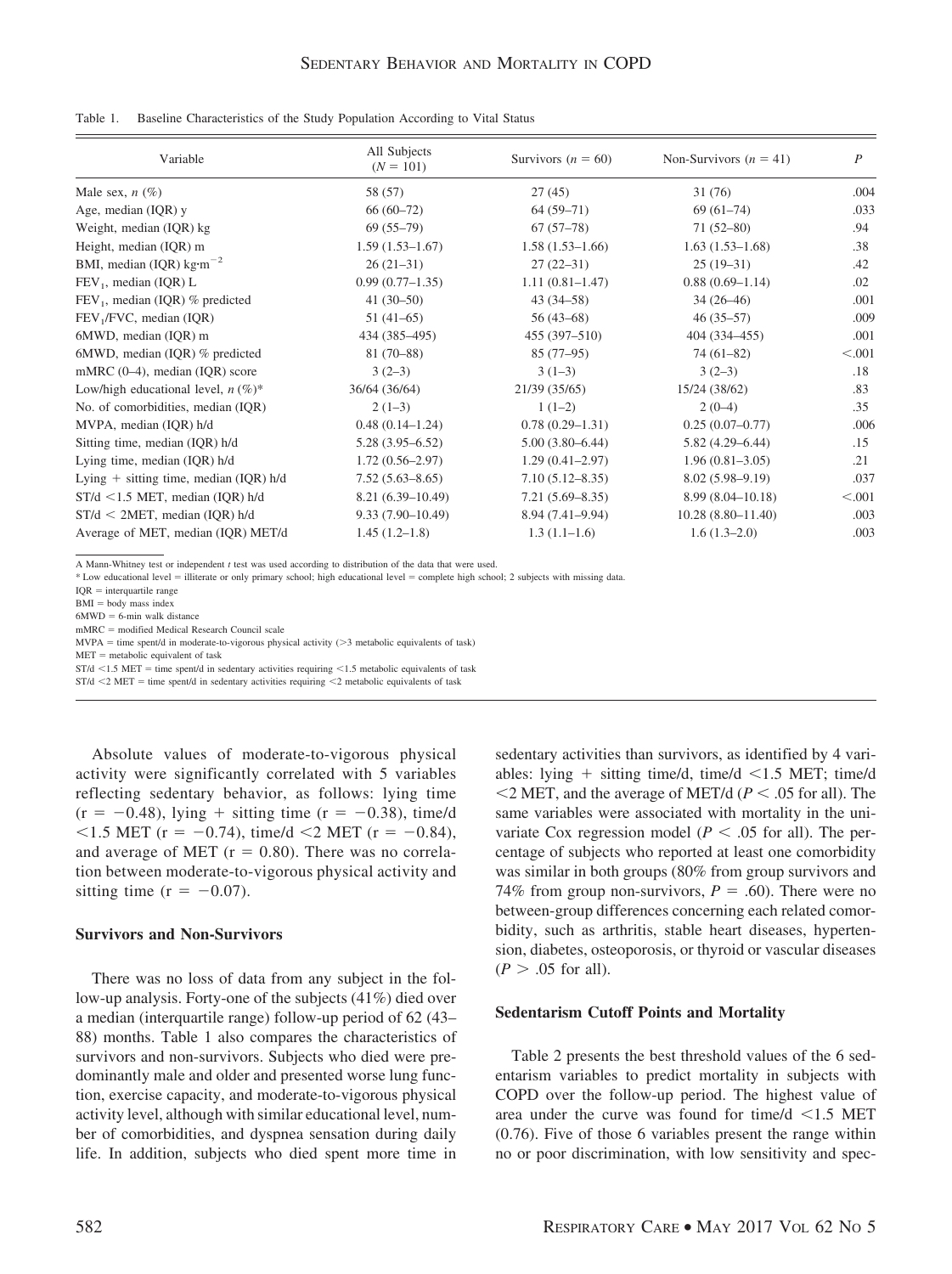Table 1. Baseline Characteristics of the Study Population According to Vital Status

| Variable | All Subjects ($N = 101$) | Survivors ($n = 60$) | Non-Survivors ($n = 41$) | $P$ |
|---|---|---|---|---|
| Male sex, $n$ (%) | 58 (57) | 27 (45) | 31 (76) | .004 |
| Age, median (IQR) y | 66 (60–72) | 64 (59–71) | 69 (61–74) | .033 |
| Weight, median (IQR) kg | 69 (55–79) | 67 (57–78) | 71 (52–80) | .94 |
| Height, median (IQR) m | 1.59 (1.53–1.67) | 1.58 (1.53–1.66) | 1.63 (1.53–1.68) | .38 |
| BMI, median (IQR) kg·m$^{-2}$ | 26 (21–31) | 27 (22–31) | 25 (19–31) | .42 |
| $FEV_1$, median (IQR) L | 0.99 (0.77–1.35) | 1.11 (0.81–1.47) | 0.88 (0.69–1.14) | .02 |
| $FEV_1$, median (IQR) % predicted | 41 (30–50) | 43 (34–58) | 34 (26–46) | .001 |
| $FEV_1$/FVC, median (IQR) | 51 (41–65) | 56 (43–68) | 46 (35–57) | .009 |
| 6MWD, median (IQR) m | 434 (385–495) | 455 (397–510) | 404 (334–455) | .001 |
| 6MWD, median (IQR) % predicted | 81 (70–88) | 85 (77–95) | 74 (61–82) | <.001 |
| mMRC (0–4), median (IQR) score | 3 (2–3) | 3 (1–3) | 3 (2–3) | .18 |
| Low/high educational level, $n$ (%)* | 36/64 (36/64) | 21/39 (35/65) | 15/24 (38/62) | .83 |
| No. of comorbidities, median (IQR) | 2 (1–3) | 1 (1–2) | 2 (0–4) | .35 |
| MVPA, median (IQR) h/d | 0.48 (0.14–1.24) | 0.78 (0.29–1.31) | 0.25 (0.07–0.77) | .006 |
| Sitting time, median (IQR) h/d | 5.28 (3.95–6.52) | 5.00 (3.80–6.44) | 5.82 (4.29–6.44) | .15 |
| Lying time, median (IQR) h/d | 1.72 (0.56–2.97) | 1.29 (0.41–2.97) | 1.96 (0.81–3.05) | .21 |
| Lying + sitting time, median (IQR) h/d | 7.52 (5.63–8.65) | 7.10 (5.12–8.35) | 8.02 (5.98–9.19) | .037 |
| ST/d <1.5 MET, median (IQR) h/d | 8.21 (6.39–10.49) | 7.21 (5.69–8.35) | 8.99 (8.04–10.18) | <.001 |
| ST/d < 2MET, median (IQR) h/d | 9.33 (7.90–10.49) | 8.94 (7.41–9.94) | 10.28 (8.80–11.40) | .003 |
| Average of MET, median (IQR) MET/d | 1.45 (1.2–1.8) | 1.3 (1.1–1.6) | 1.6 (1.3–2.0) | .003 |

A Mann-Whitney test or independent $t$ test was used according to distribution of the data that were used.
* Low educational level = illiterate or only primary school; high educational level = complete high school; 2 subjects with missing data.
IQR = interquartile range
BMI = body mass index
6MWD = 6-min walk distance
mMRC = modified Medical Research Council scale
MVPA = time spent/d in moderate-to-vigorous physical activity (>3 metabolic equivalents of task)
MET = metabolic equivalent of task
ST/d <1.5 MET = time spent/d in sedentary activities requiring <1.5 metabolic equivalents of task
ST/d <2 MET = time spent/d in sedentary activities requiring <2 metabolic equivalents of task

Absolute values of moderate-to-vigorous physical activity were significantly correlated with 5 variables reflecting sedentary behavior, as follows: lying time ($r = -0.48$), lying + sitting time ($r = -0.38$), time/d <1.5 MET ($r = -0.74$), time/d <2 MET ($r = -0.84$), and average of MET ($r = 0.80$). There was no correlation between moderate-to-vigorous physical activity and sitting time ($r = -0.07$).

### Survivors and Non-Survivors

There was no loss of data from any subject in the follow-up analysis. Forty-one of the subjects (41%) died over a median (interquartile range) follow-up period of 62 (43–88) months. Table 1 also compares the characteristics of survivors and non-survivors. Subjects who died were predominantly male and older and presented worse lung function, exercise capacity, and moderate-to-vigorous physical activity level, although with similar educational level, number of comorbidities, and dyspnea sensation during daily life. In addition, subjects who died spent more time in sedentary activities than survivors, as identified by 4 variables: lying + sitting time/d, time/d <1.5 MET; time/d <2 MET, and the average of MET/d ($P < .05$ for all). The same variables were associated with mortality in the univariate Cox regression model ($P < .05$ for all). The percentage of subjects who reported at least one comorbidity was similar in both groups (80% from group survivors and 74% from group non-survivors, $P = .60$). There were no between-group differences concerning each related comorbidity, such as arthritis, stable heart diseases, hypertension, diabetes, osteoporosis, or thyroid or vascular diseases ($P > .05$ for all).

### Sedentarism Cutoff Points and Mortality

Table 2 presents the best threshold values of the 6 sedentarism variables to predict mortality in subjects with COPD over the follow-up period. The highest value of area under the curve was found for time/d <1.5 MET (0.76). Five of those 6 variables present the range within no or poor discrimination, with low sensitivity and spec-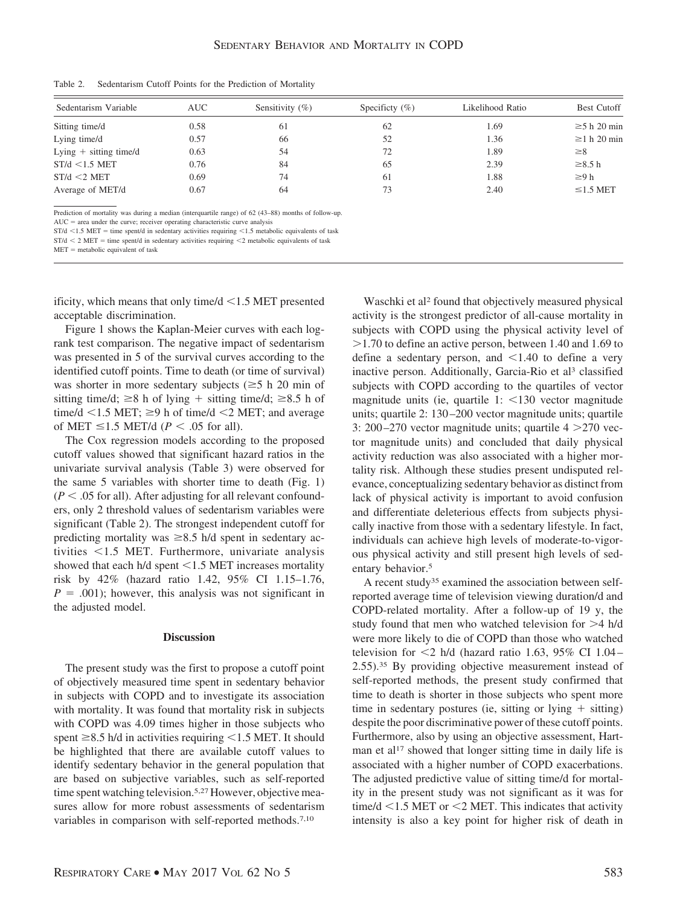Table 2. Sedentarism Cutoff Points for the Prediction of Mortality

| Sedentarism Variable | AUC | Sensitivity (%) | Specificity (%) | Likelihood Ratio | Best Cutoff |
|---|---|---|---|---|---|
| Sitting time/d | 0.58 | 61 | 62 | 1.69 | ≥5 h 20 min |
| Lying time/d | 0.57 | 66 | 52 | 1.36 | ≥1 h 20 min |
| Lying + sitting time/d | 0.63 | 54 | 72 | 1.89 | ≥8 |
| ST/d <1.5 MET | 0.76 | 84 | 65 | 2.39 | ≥8.5 h |
| ST/d <2 MET | 0.69 | 74 | 61 | 1.88 | ≥9 h |
| Average of MET/d | 0.67 | 64 | 73 | 2.40 | ≤1.5 MET |

Prediction of mortality was during a median (interquartile range) of 62 (43–88) months of follow-up.
AUC = area under the curve; receiver operating characteristic curve analysis
ST/d <1.5 MET = time spent/d in sedentary activities requiring <1.5 metabolic equivalents of task
ST/d < 2 MET = time spent/d in sedentary activities requiring <2 metabolic equivalents of task
MET = metabolic equivalent of task

ificity, which means that only time/d <1.5 MET presented acceptable discrimination.

Figure 1 shows the Kaplan-Meier curves with each log-rank test comparison. The negative impact of sedentarism was presented in 5 of the survival curves according to the identified cutoff points. Time to death (or time of survival) was shorter in more sedentary subjects (≥5 h 20 min of sitting time/d; ≥8 h of lying + sitting time/d; ≥8.5 h of time/d <1.5 MET; ≥9 h of time/d <2 MET; and average of MET ≤1.5 MET/d ($P < .05$ for all).

The Cox regression models according to the proposed cutoff values showed that significant hazard ratios in the univariate survival analysis (Table 3) were observed for the same 5 variables with shorter time to death (Fig. 1) ($P < .05$ for all). After adjusting for all relevant confounders, only 2 threshold values of sedentarism variables were significant (Table 2). The strongest independent cutoff for predicting mortality was ≥8.5 h/d spent in sedentary activities <1.5 MET. Furthermore, univariate analysis showed that each h/d spent <1.5 MET increases mortality risk by 42% (hazard ratio 1.42, 95% CI 1.15–1.76, $P = .001$); however, this analysis was not significant in the adjusted model.

## Discussion

The present study was the first to propose a cutoff point of objectively measured time spent in sedentary behavior in subjects with COPD and to investigate its association with mortality. It was found that mortality risk in subjects with COPD was 4.09 times higher in those subjects who spent ≥8.5 h/d in activities requiring <1.5 MET. It should be highlighted that there are available cutoff values to identify sedentary behavior in the general population that are based on subjective variables, such as self-reported time spent watching television.[5,27] However, objective measures allow for more robust assessments of sedentarism variables in comparison with self-reported methods.[7,10]

Waschki et al[2] found that objectively measured physical activity is the strongest predictor of all-cause mortality in subjects with COPD using the physical activity level of >1.70 to define an active person, between 1.40 and 1.69 to define a sedentary person, and <1.40 to define a very inactive person. Additionally, Garcia-Rio et al[3] classified subjects with COPD according to the quartiles of vector magnitude units (ie, quartile 1: <130 vector magnitude units; quartile 2: 130–200 vector magnitude units; quartile 3: 200–270 vector magnitude units; quartile 4 >270 vector magnitude units) and concluded that daily physical activity reduction was also associated with a higher mortality risk. Although these studies present undisputed relevance, conceptualizing sedentary behavior as distinct from lack of physical activity is important to avoid confusion and differentiate deleterious effects from subjects physically inactive from those with a sedentary lifestyle. In fact, individuals can achieve high levels of moderate-to-vigorous physical activity and still present high levels of sedentary behavior.[5]

A recent study[35] examined the association between self-reported average time of television viewing duration/d and COPD-related mortality. After a follow-up of 19 y, the study found that men who watched television for >4 h/d were more likely to die of COPD than those who watched television for <2 h/d (hazard ratio 1.63, 95% CI 1.04–2.55).[35] By providing objective measurement instead of self-reported methods, the present study confirmed that time to death is shorter in those subjects who spent more time in sedentary postures (ie, sitting or lying + sitting) despite the poor discriminative power of these cutoff points. Furthermore, also by using an objective assessment, Hartman et al[17] showed that longer sitting time in daily life is associated with a higher number of COPD exacerbations. The adjusted predictive value of sitting time/d for mortality in the present study was not significant as it was for time/d <1.5 MET or <2 MET. This indicates that activity intensity is also a key point for higher risk of death in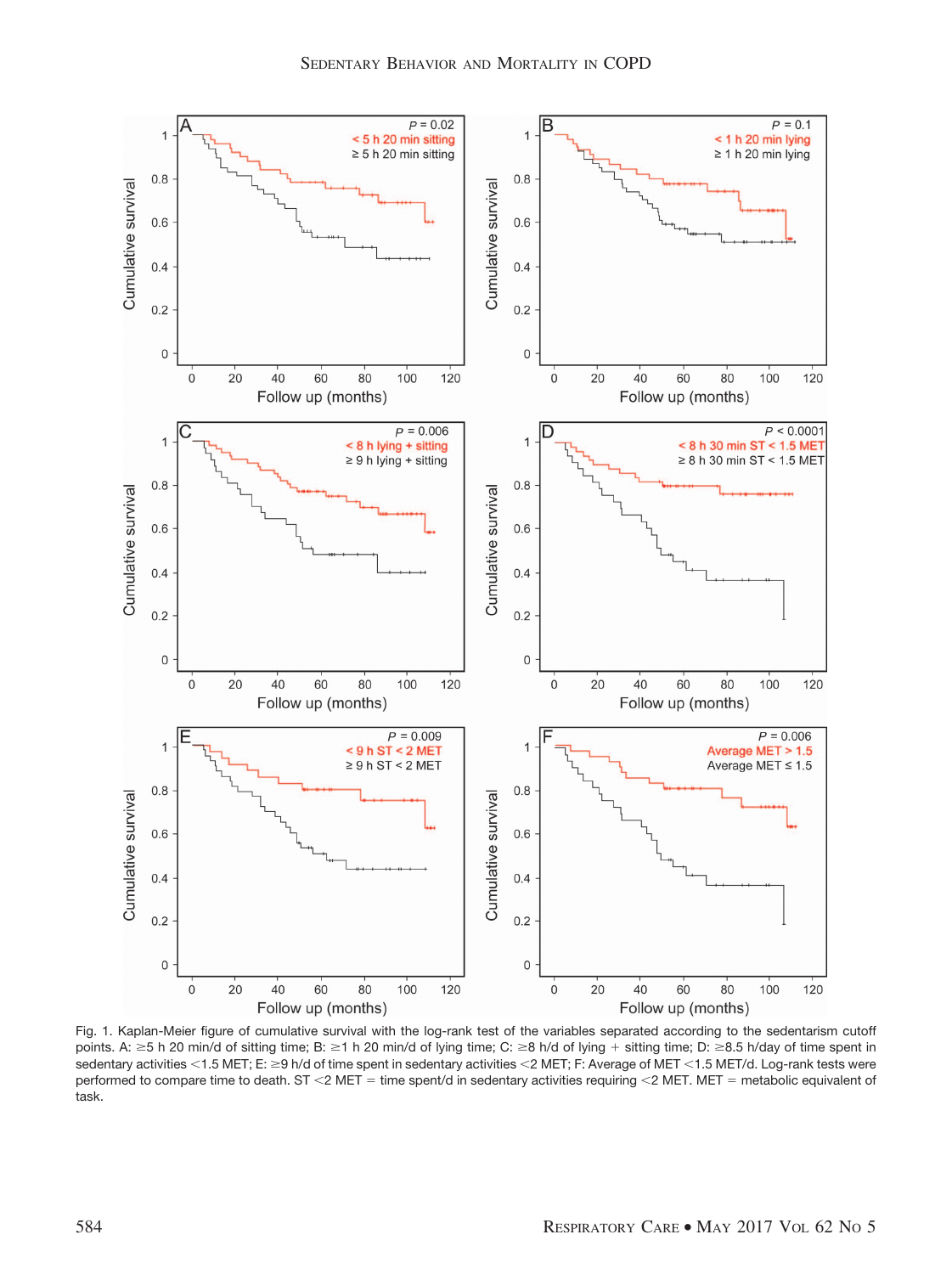Fig. 1. Kaplan-Meier figure of cumulative survival with the log-rank test of the variables separated according to the sedentarism cutoff points. A: ≥5 h 20 min/d of sitting time; B: ≥1 h 20 min/d of lying time; C: ≥8 h/d of lying + sitting time; D: ≥8.5 h/day of time spent in sedentary activities <1.5 MET; E: ≥9 h/d of time spent in sedentary activities <2 MET; F: Average of MET <1.5 MET/d. Log-rank tests were performed to compare time to death. ST <2 MET = time spent/d in sedentary activities requiring <2 MET. MET = metabolic equivalent of task.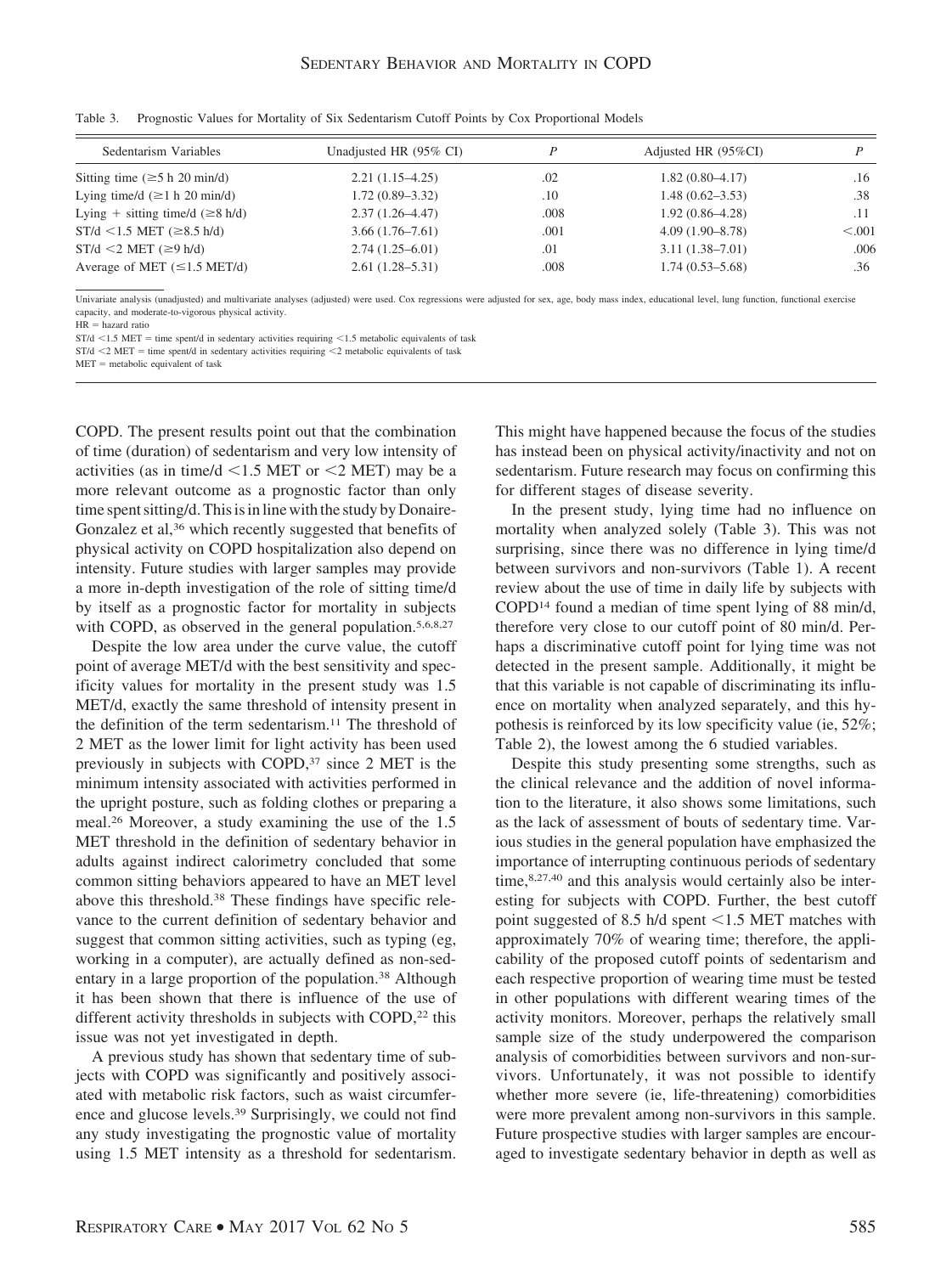Table 3. Prognostic Values for Mortality of Six Sedentarism Cutoff Points by Cox Proportional Models

| Sedentarism Variables | Unadjusted HR (95% CI) | *P* | Adjusted HR (95%CI) | *P* |
|---|---|---|---|---|
| Sitting time (≥5 h 20 min/d) | 2.21 (1.15–4.25) | .02 | 1.82 (0.80–4.17) | .16 |
| Lying time/d (≥1 h 20 min/d) | 1.72 (0.89–3.32) | .10 | 1.48 (0.62–3.53) | .38 |
| Lying + sitting time/d (≥8 h/d) | 2.37 (1.26–4.47) | .008 | 1.92 (0.86–4.28) | .11 |
| ST/d <1.5 MET (≥8.5 h/d) | 3.66 (1.76–7.61) | .001 | 4.09 (1.90–8.78) | <.001 |
| ST/d <2 MET (≥9 h/d) | 2.74 (1.25–6.01) | .01 | 3.11 (1.38–7.01) | .006 |
| Average of MET (≤1.5 MET/d) | 2.61 (1.28–5.31) | .008 | 1.74 (0.53–5.68) | .36 |

Univariate analysis (unadjusted) and multivariate analyses (adjusted) were used. Cox regressions were adjusted for sex, age, body mass index, educational level, lung function, functional exercise capacity, and moderate-to-vigorous physical activity.
HR = hazard ratio
ST/d <1.5 MET = time spent/d in sedentary activities requiring <1.5 metabolic equivalents of task
ST/d <2 MET = time spent/d in sedentary activities requiring <2 metabolic equivalents of task
MET = metabolic equivalent of task

COPD. The present results point out that the combination of time (duration) of sedentarism and very low intensity of activities (as in time/d <1.5 MET or <2 MET) may be a more relevant outcome as a prognostic factor than only time spent sitting/d. This is in line with the study by Donaire-Gonzalez et al,[36] which recently suggested that benefits of physical activity on COPD hospitalization also depend on intensity. Future studies with larger samples may provide a more in-depth investigation of the role of sitting time/d by itself as a prognostic factor for mortality in subjects with COPD, as observed in the general population.[5,6,8,27]

Despite the low area under the curve value, the cutoff point of average MET/d with the best sensitivity and specificity values for mortality in the present study was 1.5 MET/d, exactly the same threshold of intensity present in the definition of the term sedentarism.[11] The threshold of 2 MET as the lower limit for light activity has been used previously in subjects with COPD,[37] since 2 MET is the minimum intensity associated with activities performed in the upright posture, such as folding clothes or preparing a meal.[26] Moreover, a study examining the use of the 1.5 MET threshold in the definition of sedentary behavior in adults against indirect calorimetry concluded that some common sitting behaviors appeared to have an MET level above this threshold.[38] These findings have specific relevance to the current definition of sedentary behavior and suggest that common sitting activities, such as typing (eg, working in a computer), are actually defined as non-sedentary in a large proportion of the population.[38] Although it has been shown that there is influence of the use of different activity thresholds in subjects with COPD,[22] this issue was not yet investigated in depth.

A previous study has shown that sedentary time of subjects with COPD was significantly and positively associated with metabolic risk factors, such as waist circumference and glucose levels.[39] Surprisingly, we could not find any study investigating the prognostic value of mortality using 1.5 MET intensity as a threshold for sedentarism. This might have happened because the focus of the studies has instead been on physical activity/inactivity and not on sedentarism. Future research may focus on confirming this for different stages of disease severity.

In the present study, lying time had no influence on mortality when analyzed solely (Table 3). This was not surprising, since there was no difference in lying time/d between survivors and non-survivors (Table 1). A recent review about the use of time in daily life by subjects with COPD[14] found a median of time spent lying of 88 min/d, therefore very close to our cutoff point of 80 min/d. Perhaps a discriminative cutoff point for lying time was not detected in the present sample. Additionally, it might be that this variable is not capable of discriminating its influence on mortality when analyzed separately, and this hypothesis is reinforced by its low specificity value (ie, 52%; Table 2), the lowest among the 6 studied variables.

Despite this study presenting some strengths, such as the clinical relevance and the addition of novel information to the literature, it also shows some limitations, such as the lack of assessment of bouts of sedentary time. Various studies in the general population have emphasized the importance of interrupting continuous periods of sedentary time,[8,27,40] and this analysis would certainly also be interesting for subjects with COPD. Further, the best cutoff point suggested of 8.5 h/d spent <1.5 MET matches with approximately 70% of wearing time; therefore, the applicability of the proposed cutoff points of sedentarism and each respective proportion of wearing time must be tested in other populations with different wearing times of the activity monitors. Moreover, perhaps the relatively small sample size of the study underpowered the comparison analysis of comorbidities between survivors and non-survivors. Unfortunately, it was not possible to identify whether more severe (ie, life-threatening) comorbidities were more prevalent among non-survivors in this sample. Future prospective studies with larger samples are encouraged to investigate sedentary behavior in depth as well as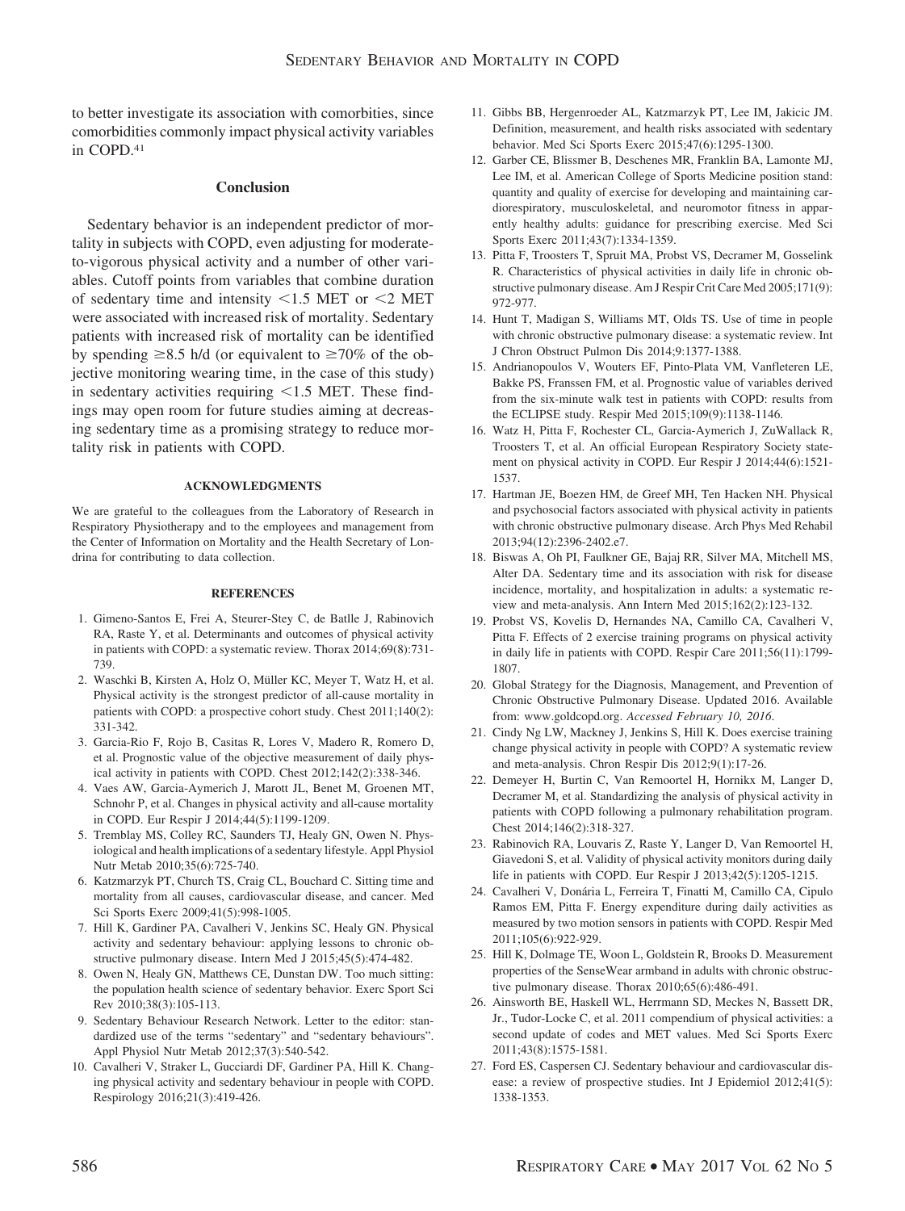to better investigate its association with comorbidities, since comorbidities commonly impact physical activity variables in COPD.[41]

## Conclusion

Sedentary behavior is an independent predictor of mortality in subjects with COPD, even adjusting for moderate-to-vigorous physical activity and a number of other variables. Cutoff points from variables that combine duration of sedentary time and intensity $<1.5$ MET or $<2$ MET were associated with increased risk of mortality. Sedentary patients with increased risk of mortality can be identified by spending $\geq 8.5$ h/d (or equivalent to $\geq 70\%$ of the objective monitoring wearing time, in the case of this study) in sedentary activities requiring $<1.5$ MET. These findings may open room for future studies aiming at decreasing sedentary time as a promising strategy to reduce mortality risk in patients with COPD.

#### ACKNOWLEDGMENTS

We are grateful to the colleagues from the Laboratory of Research in Respiratory Physiotherapy and to the employees and management from the Center of Information on Mortality and the Health Secretary of Londrina for contributing to data collection.

#### REFERENCES

1. Gimeno-Santos E, Frei A, Steurer-Stey C, de Batlle J, Rabinovich RA, Raste Y, et al. Determinants and outcomes of physical activity in patients with COPD: a systematic review. Thorax 2014;69(8):731-739.
2. Waschki B, Kirsten A, Holz O, Müller KC, Meyer T, Watz H, et al. Physical activity is the strongest predictor of all-cause mortality in patients with COPD: a prospective cohort study. Chest 2011;140(2):331-342.
3. Garcia-Rio F, Rojo B, Casitas R, Lores V, Madero R, Romero D, et al. Prognostic value of the objective measurement of daily physical activity in patients with COPD. Chest 2012;142(2):338-346.
4. Vaes AW, Garcia-Aymerich J, Marott JL, Benet M, Groenen MT, Schnohr P, et al. Changes in physical activity and all-cause mortality in COPD. Eur Respir J 2014;44(5):1199-1209.
5. Tremblay MS, Colley RC, Saunders TJ, Healy GN, Owen N. Physiological and health implications of a sedentary lifestyle. Appl Physiol Nutr Metab 2010;35(6):725-740.
6. Katzmarzyk PT, Church TS, Craig CL, Bouchard C. Sitting time and mortality from all causes, cardiovascular disease, and cancer. Med Sci Sports Exerc 2009;41(5):998-1005.
7. Hill K, Gardiner PA, Cavalheri V, Jenkins SC, Healy GN. Physical activity and sedentary behaviour: applying lessons to chronic obstructive pulmonary disease. Intern Med J 2015;45(5):474-482.
8. Owen N, Healy GN, Matthews CE, Dunstan DW. Too much sitting: the population health science of sedentary behavior. Exerc Sport Sci Rev 2010;38(3):105-113.
9. Sedentary Behaviour Research Network. Letter to the editor: standardized use of the terms "sedentary" and "sedentary behaviours". Appl Physiol Nutr Metab 2012;37(3):540-542.
10. Cavalheri V, Straker L, Gucciardi DF, Gardiner PA, Hill K. Changing physical activity and sedentary behaviour in people with COPD. Respirology 2016;21(3):419-426.
11. Gibbs BB, Hergenroeder AL, Katzmarzyk PT, Lee IM, Jakicic JM. Definition, measurement, and health risks associated with sedentary behavior. Med Sci Sports Exerc 2015;47(6):1295-1300.
12. Garber CE, Blissmer B, Deschenes MR, Franklin BA, Lamonte MJ, Lee IM, et al. American College of Sports Medicine position stand: quantity and quality of exercise for developing and maintaining cardiorespiratory, musculoskeletal, and neuromotor fitness in apparently healthy adults: guidance for prescribing exercise. Med Sci Sports Exerc 2011;43(7):1334-1359.
13. Pitta F, Troosters T, Spruit MA, Probst VS, Decramer M, Gosselink R. Characteristics of physical activities in daily life in chronic obstructive pulmonary disease. Am J Respir Crit Care Med 2005;171(9): 972-977.
14. Hunt T, Madigan S, Williams MT, Olds TS. Use of time in people with chronic obstructive pulmonary disease: a systematic review. Int J Chron Obstruct Pulmon Dis 2014;9:1377-1388.
15. Andrianopoulos V, Wouters EF, Pinto-Plata VM, Vanfleteren LE, Bakke PS, Franssen FM, et al. Prognostic value of variables derived from the six-minute walk test in patients with COPD: results from the ECLIPSE study. Respir Med 2015;109(9):1138-1146.
16. Watz H, Pitta F, Rochester CL, Garcia-Aymerich J, ZuWallack R, Troosters T, et al. An official European Respiratory Society statement on physical activity in COPD. Eur Respir J 2014;44(6):1521-1537.
17. Hartman JE, Boezen HM, de Greef MH, Ten Hacken NH. Physical and psychosocial factors associated with physical activity in patients with chronic obstructive pulmonary disease. Arch Phys Med Rehabil 2013;94(12):2396-2402.e7.
18. Biswas A, Oh PI, Faulkner GE, Bajaj RR, Silver MA, Mitchell MS, Alter DA. Sedentary time and its association with risk for disease incidence, mortality, and hospitalization in adults: a systematic review and meta-analysis. Ann Intern Med 2015;162(2):123-132.
19. Probst VS, Kovelis D, Hernandes NA, Camillo CA, Cavalheri V, Pitta F. Effects of 2 exercise training programs on physical activity in daily life in patients with COPD. Respir Care 2011;56(11):1799-1807.
20. Global Strategy for the Diagnosis, Management, and Prevention of Chronic Obstructive Pulmonary Disease. Updated 2016. Available from: www.goldcopd.org. *Accessed February 10, 2016.*
21. Cindy Ng LW, Mackney J, Jenkins S, Hill K. Does exercise training change physical activity in people with COPD? A systematic review and meta-analysis. Chron Respir Dis 2012;9(1):17-26.
22. Demeyer H, Burtin C, Van Remoortel H, Hornikx M, Langer D, Decramer M, et al. Standardizing the analysis of physical activity in patients with COPD following a pulmonary rehabilitation program. Chest 2014;146(2):318-327.
23. Rabinovich RA, Louvaris Z, Raste Y, Langer D, Van Remoortel H, Giavedoni S, et al. Validity of physical activity monitors during daily life in patients with COPD. Eur Respir J 2013;42(5):1205-1215.
24. Cavalheri V, Donária L, Ferreira T, Finatti M, Camillo CA, Cipulo Ramos EM, Pitta F. Energy expenditure during daily activities as measured by two motion sensors in patients with COPD. Respir Med 2011;105(6):922-929.
25. Hill K, Dolmage TE, Woon L, Goldstein R, Brooks D. Measurement properties of the SenseWear armband in adults with chronic obstructive pulmonary disease. Thorax 2010;65(6):486-491.
26. Ainsworth BE, Haskell WL, Herrmann SD, Meckes N, Bassett DR, Jr., Tudor-Locke C, et al. 2011 compendium of physical activities: a second update of codes and MET values. Med Sci Sports Exerc 2011;43(8):1575-1581.
27. Ford ES, Caspersen CJ. Sedentary behaviour and cardiovascular disease: a review of prospective studies. Int J Epidemiol 2012;41(5): 1338-1353.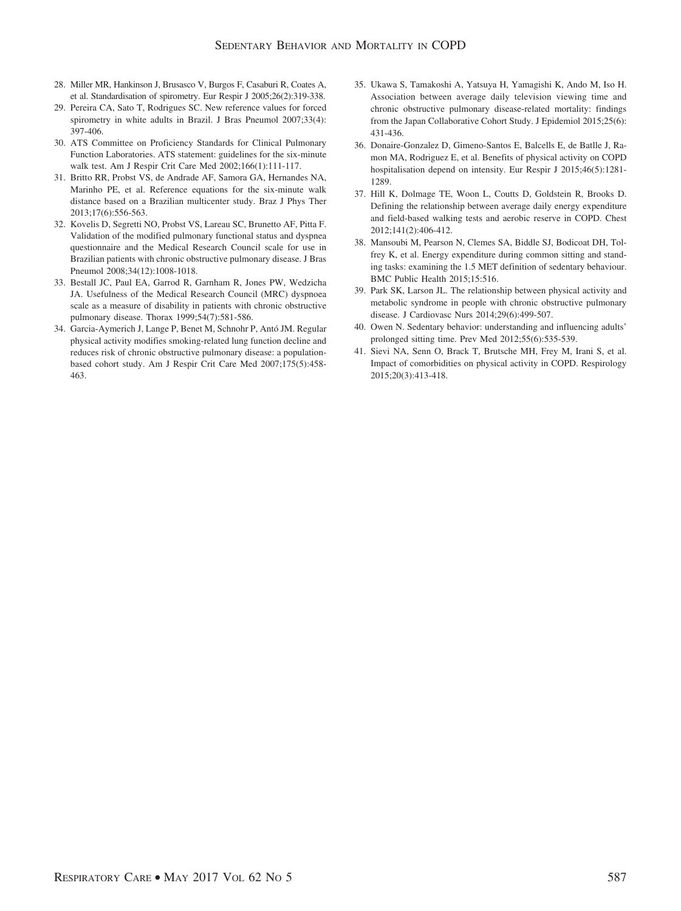28. Miller MR, Hankinson J, Brusasco V, Burgos F, Casaburi R, Coates A, et al. Standardisation of spirometry. Eur Respir J 2005;26(2):319-338.
29. Pereira CA, Sato T, Rodrigues SC. New reference values for forced spirometry in white adults in Brazil. J Bras Pneumol 2007;33(4): 397-406.
30. ATS Committee on Proficiency Standards for Clinical Pulmonary Function Laboratories. ATS statement: guidelines for the six-minute walk test. Am J Respir Crit Care Med 2002;166(1):111-117.
31. Britto RR, Probst VS, de Andrade AF, Samora GA, Hernandes NA, Marinho PE, et al. Reference equations for the six-minute walk distance based on a Brazilian multicenter study. Braz J Phys Ther 2013;17(6):556-563.
32. Kovelis D, Segretti NO, Probst VS, Lareau SC, Brunetto AF, Pitta F. Validation of the modified pulmonary functional status and dyspnea questionnaire and the Medical Research Council scale for use in Brazilian patients with chronic obstructive pulmonary disease. J Bras Pneumol 2008;34(12):1008-1018.
33. Bestall JC, Paul EA, Garrod R, Garnham R, Jones PW, Wedzicha JA. Usefulness of the Medical Research Council (MRC) dyspnoea scale as a measure of disability in patients with chronic obstructive pulmonary disease. Thorax 1999;54(7):581-586.
34. Garcia-Aymerich J, Lange P, Benet M, Schnohr P, Antó JM. Regular physical activity modifies smoking-related lung function decline and reduces risk of chronic obstructive pulmonary disease: a population-based cohort study. Am J Respir Crit Care Med 2007;175(5):458-463.
35. Ukawa S, Tamakoshi A, Yatsuya H, Yamagishi K, Ando M, Iso H. Association between average daily television viewing time and chronic obstructive pulmonary disease-related mortality: findings from the Japan Collaborative Cohort Study. J Epidemiol 2015;25(6): 431-436.
36. Donaire-Gonzalez D, Gimeno-Santos E, Balcells E, de Batlle J, Ramon MA, Rodriguez E, et al. Benefits of physical activity on COPD hospitalisation depend on intensity. Eur Respir J 2015;46(5):1281-1289.
37. Hill K, Dolmage TE, Woon L, Coutts D, Goldstein R, Brooks D. Defining the relationship between average daily energy expenditure and field-based walking tests and aerobic reserve in COPD. Chest 2012;141(2):406-412.
38. Mansoubi M, Pearson N, Clemes SA, Biddle SJ, Bodicoat DH, Tolfrey K, et al. Energy expenditure during common sitting and standing tasks: examining the 1.5 MET definition of sedentary behaviour. BMC Public Health 2015;15:516.
39. Park SK, Larson JL. The relationship between physical activity and metabolic syndrome in people with chronic obstructive pulmonary disease. J Cardiovasc Nurs 2014;29(6):499-507.
40. Owen N. Sedentary behavior: understanding and influencing adults' prolonged sitting time. Prev Med 2012;55(6):535-539.
41. Sievi NA, Senn O, Brack T, Brutsche MH, Frey M, Irani S, et al. Impact of comorbidities on physical activity in COPD. Respirology 2015;20(3):413-418.